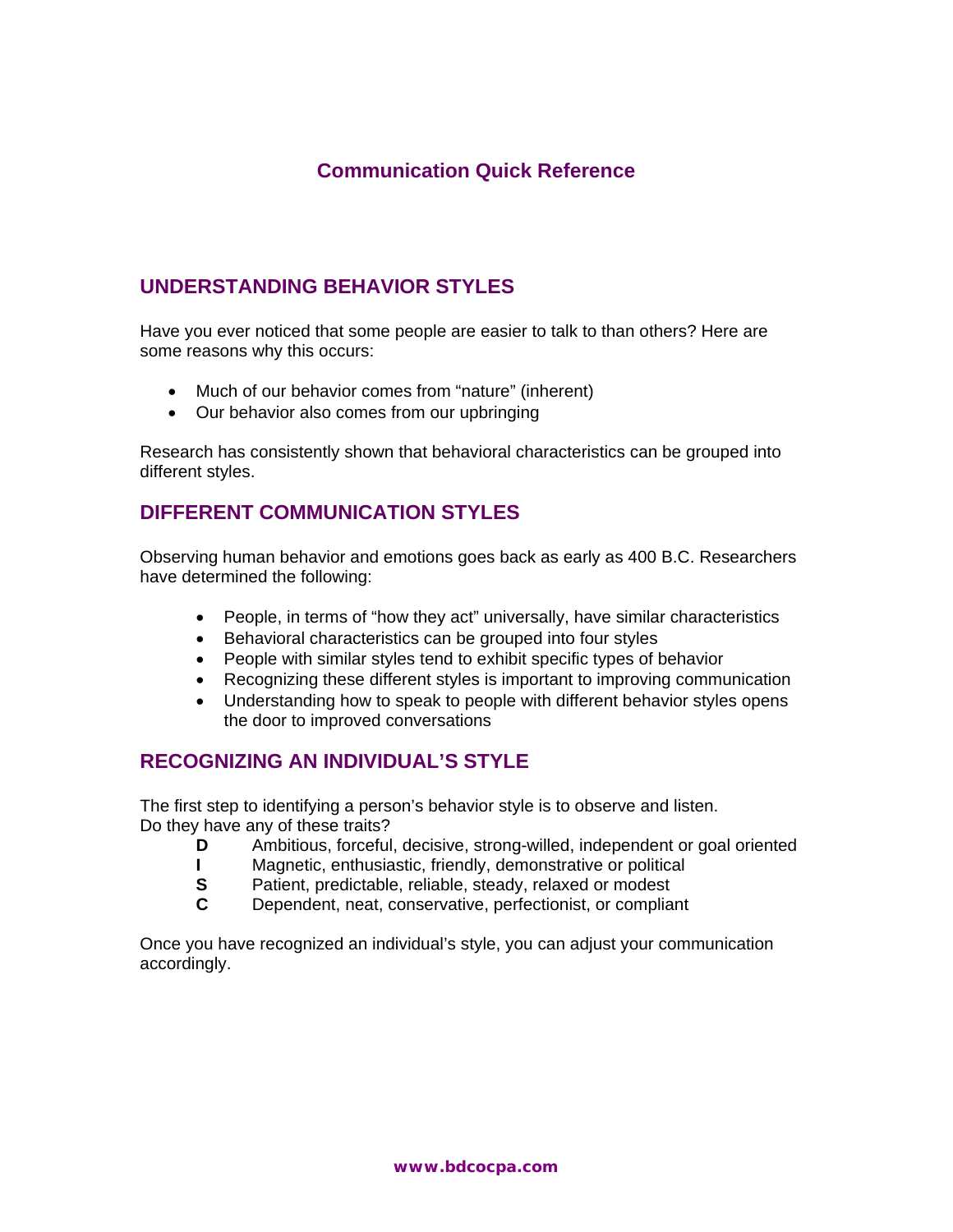# Communication Quick Reference

## UNDERSTANDING BEHAVIOR STYLES

Have you ever noticed that some people are easier to talk to than others? Here are some reasons why this occurs:

- Much of our behavior comes from "nature" (inherent)
- Our behavior also comes from our upbringing

Research has consistently shown that behavioral characteristics can be grouped into different styles.

## DIFFERENT COMMUNICATION STYLES

Observing human behavior and emotions goes back as early as 400 B.C. Researchers have determined the following:

- People, in terms of "how they act" universally, have similar characteristics
- Behavioral characteristics can be grouped into four styles
- People with similar styles tend to exhibit specific types of behavior
- Recognizing these different styles is important to improving communication
- Understanding how to speak to people with different behavior styles opens the door to improved conversations

## RECOGNIZING AN INDIVIDUAL'S STYLE

The first step to identifying a person's behavior style is to observe and listen. Do they have any of these traits?

**D** Ambitious, forceful, decisive, strong-willed, independent or goal oriented
**I** Magnetic, enthusiastic, friendly, demonstrative or political
**S** Patient, predictable, reliable, steady, relaxed or modest
**C** Dependent, neat, conservative, perfectionist, or compliant

Once you have recognized an individual's style, you can adjust your communication accordingly.

**www.bdcocpa.com**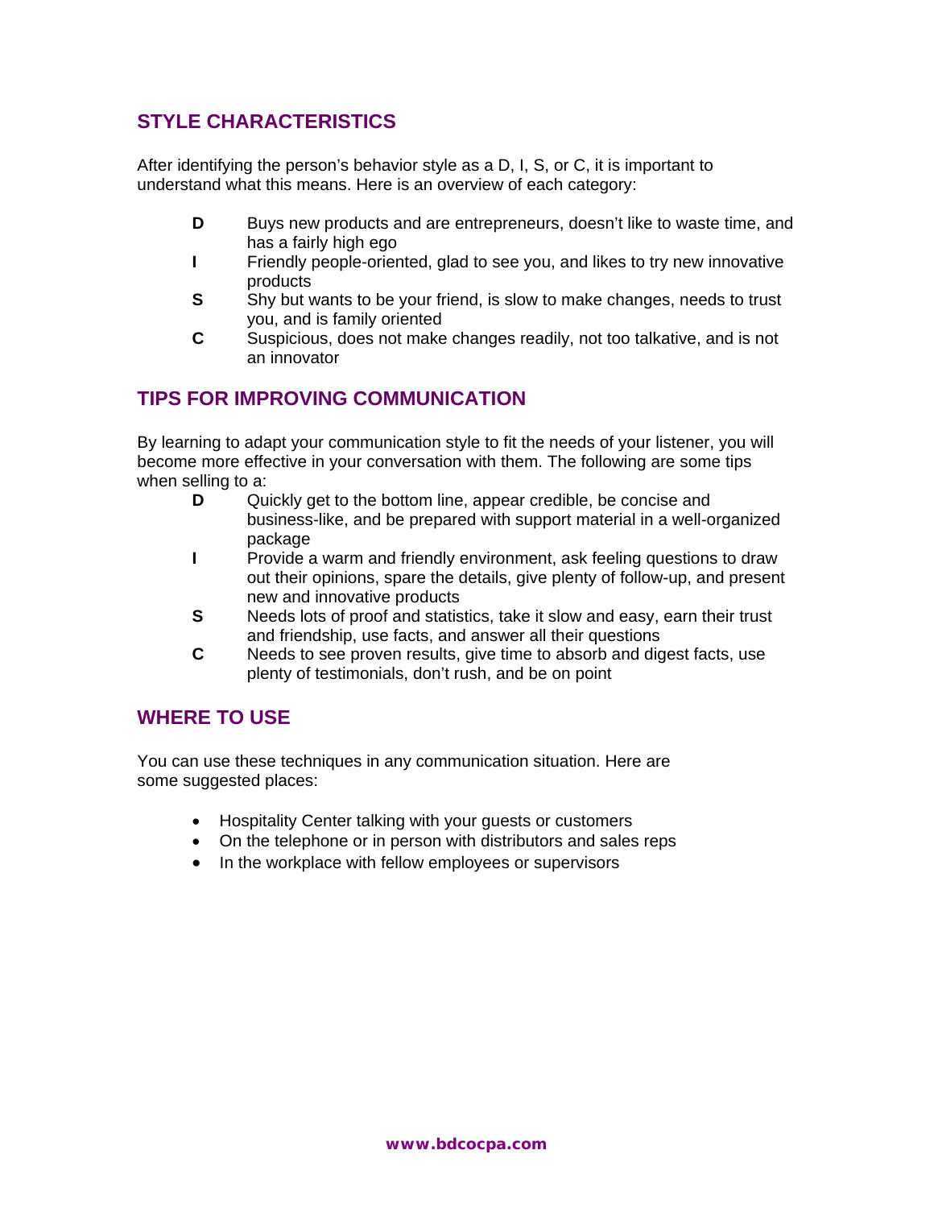## STYLE CHARACTERISTICS

After identifying the person's behavior style as a D, I, S, or C, it is important to understand what this means. Here is an overview of each category:

- **D** Buys new products and are entrepreneurs, doesn't like to waste time, and has a fairly high ego
- **I** Friendly people-oriented, glad to see you, and likes to try new innovative products
- **S** Shy but wants to be your friend, is slow to make changes, needs to trust you, and is family oriented
- **C** Suspicious, does not make changes readily, not too talkative, and is not an innovator

## TIPS FOR IMPROVING COMMUNICATION

By learning to adapt your communication style to fit the needs of your listener, you will become more effective in your conversation with them. The following are some tips when selling to a:

- **D** Quickly get to the bottom line, appear credible, be concise and business-like, and be prepared with support material in a well-organized package
- **I** Provide a warm and friendly environment, ask feeling questions to draw out their opinions, spare the details, give plenty of follow-up, and present new and innovative products
- **S** Needs lots of proof and statistics, take it slow and easy, earn their trust and friendship, use facts, and answer all their questions
- **C** Needs to see proven results, give time to absorb and digest facts, use plenty of testimonials, don't rush, and be on point

## WHERE TO USE

You can use these techniques in any communication situation. Here are some suggested places:

- Hospitality Center talking with your guests or customers
- On the telephone or in person with distributors and sales reps
- In the workplace with fellow employees or supervisors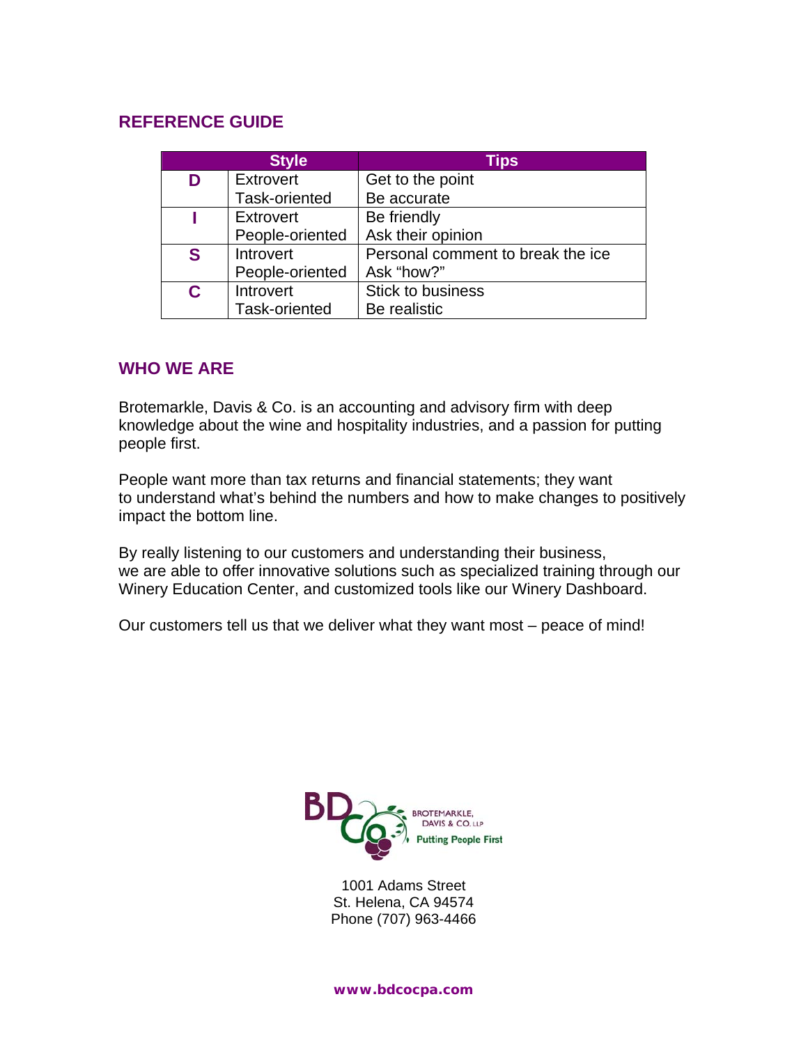## REFERENCE GUIDE

| Style | | Tips |
|---|---|---|
| **D** | Extrovert<br>Task-oriented | Get to the point<br>Be accurate |
| **I** | Extrovert<br>People-oriented | Be friendly<br>Ask their opinion |
| **S** | Introvert<br>People-oriented | Personal comment to break the ice<br>Ask "how?" |
| **C** | Introvert<br>Task-oriented | Stick to business<br>Be realistic |

## WHO WE ARE

Brotemarkle, Davis & Co. is an accounting and advisory firm with deep knowledge about the wine and hospitality industries, and a passion for putting people first.

People want more than tax returns and financial statements; they want to understand what's behind the numbers and how to make changes to positively impact the bottom line.

By really listening to our customers and understanding their business, we are able to offer innovative solutions such as specialized training through our Winery Education Center, and customized tools like our Winery Dashboard.

Our customers tell us that we deliver what they want most – peace of mind!

BDCo BROTEMARKLE, DAVIS & CO. LLP
Putting People First

1001 Adams Street
St. Helena, CA 94574
Phone (707) 963-4466

**www.bdcocpa.com**